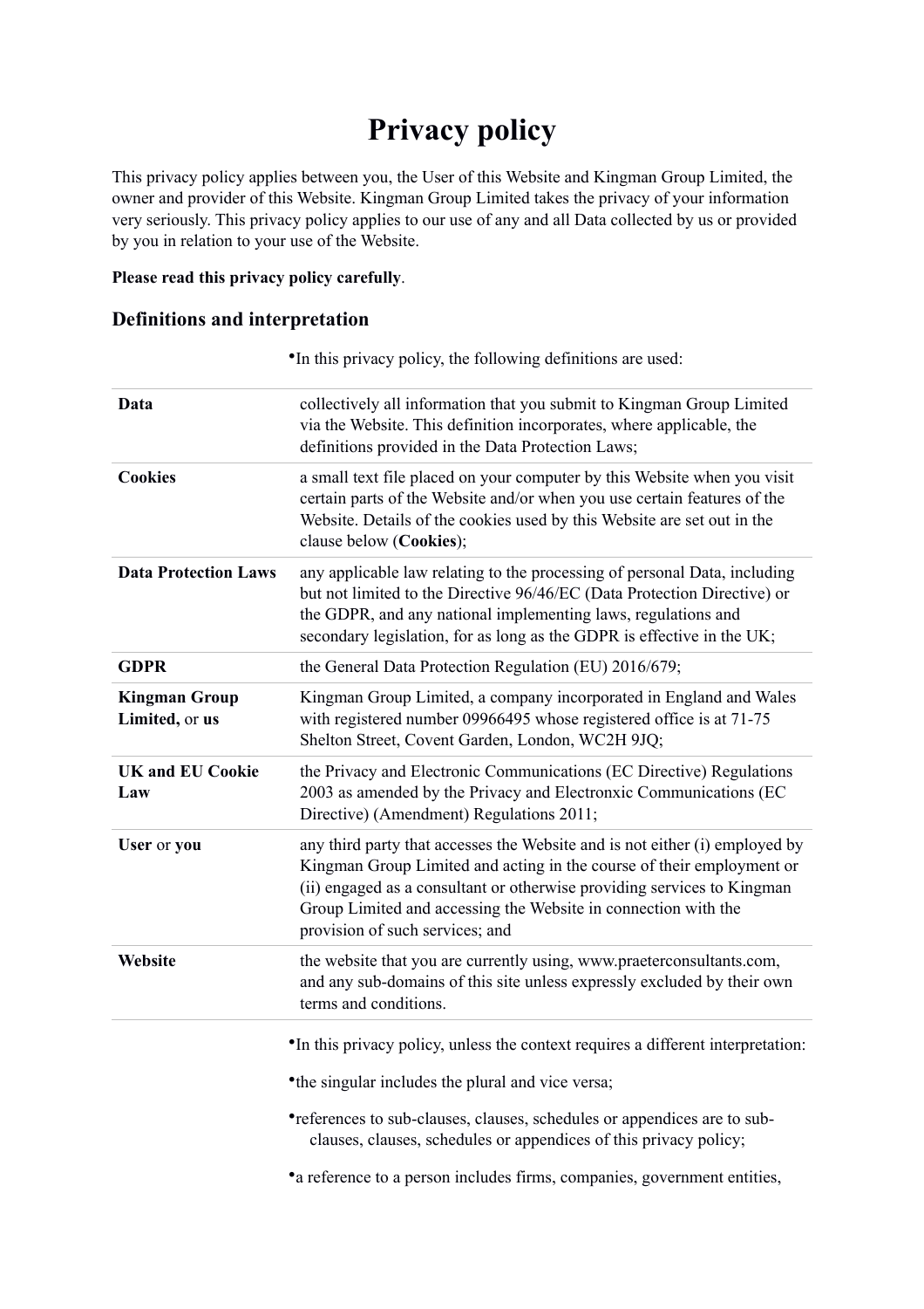# Privacy policy

This privacy policy applies between you, the User of this Website and Kingman Group Limited, the owner and provider of this Website. Kingman Group Limited takes the privacy of your information very seriously. This privacy policy applies to our use of any and all Data collected by us or provided by you in relation to your use of the Website.

**Please read this privacy policy carefully**.

## Definitions and interpretation

- In this privacy policy, the following definitions are used:

| | |
|---|---|
| **Data** | collectively all information that you submit to Kingman Group Limited via the Website. This definition incorporates, where applicable, the definitions provided in the Data Protection Laws; |
| **Cookies** | a small text file placed on your computer by this Website when you visit certain parts of the Website and/or when you use certain features of the Website. Details of the cookies used by this Website are set out in the clause below (**Cookies**); |
| **Data Protection Laws** | any applicable law relating to the processing of personal Data, including but not limited to the Directive 96/46/EC (Data Protection Directive) or the GDPR, and any national implementing laws, regulations and secondary legislation, for as long as the GDPR is effective in the UK; |
| **GDPR** | the General Data Protection Regulation (EU) 2016/679; |
| **Kingman Group Limited,** or **us** | Kingman Group Limited, a company incorporated in England and Wales with registered number 09966495 whose registered office is at 71-75 Shelton Street, Covent Garden, London, WC2H 9JQ; |
| **UK and EU Cookie Law** | the Privacy and Electronic Communications (EC Directive) Regulations 2003 as amended by the Privacy and Electronxic Communications (EC Directive) (Amendment) Regulations 2011; |
| **User** or **you** | any third party that accesses the Website and is not either (i) employed by Kingman Group Limited and acting in the course of their employment or (ii) engaged as a consultant or otherwise providing services to Kingman Group Limited and accessing the Website in connection with the provision of such services; and |
| **Website** | the website that you are currently using, www.praeterconsultants.com, and any sub-domains of this site unless expressly excluded by their own terms and conditions. |

- In this privacy policy, unless the context requires a different interpretation:
- the singular includes the plural and vice versa;
- references to sub-clauses, clauses, schedules or appendices are to sub-clauses, clauses, schedules or appendices of this privacy policy;
- a reference to a person includes firms, companies, government entities,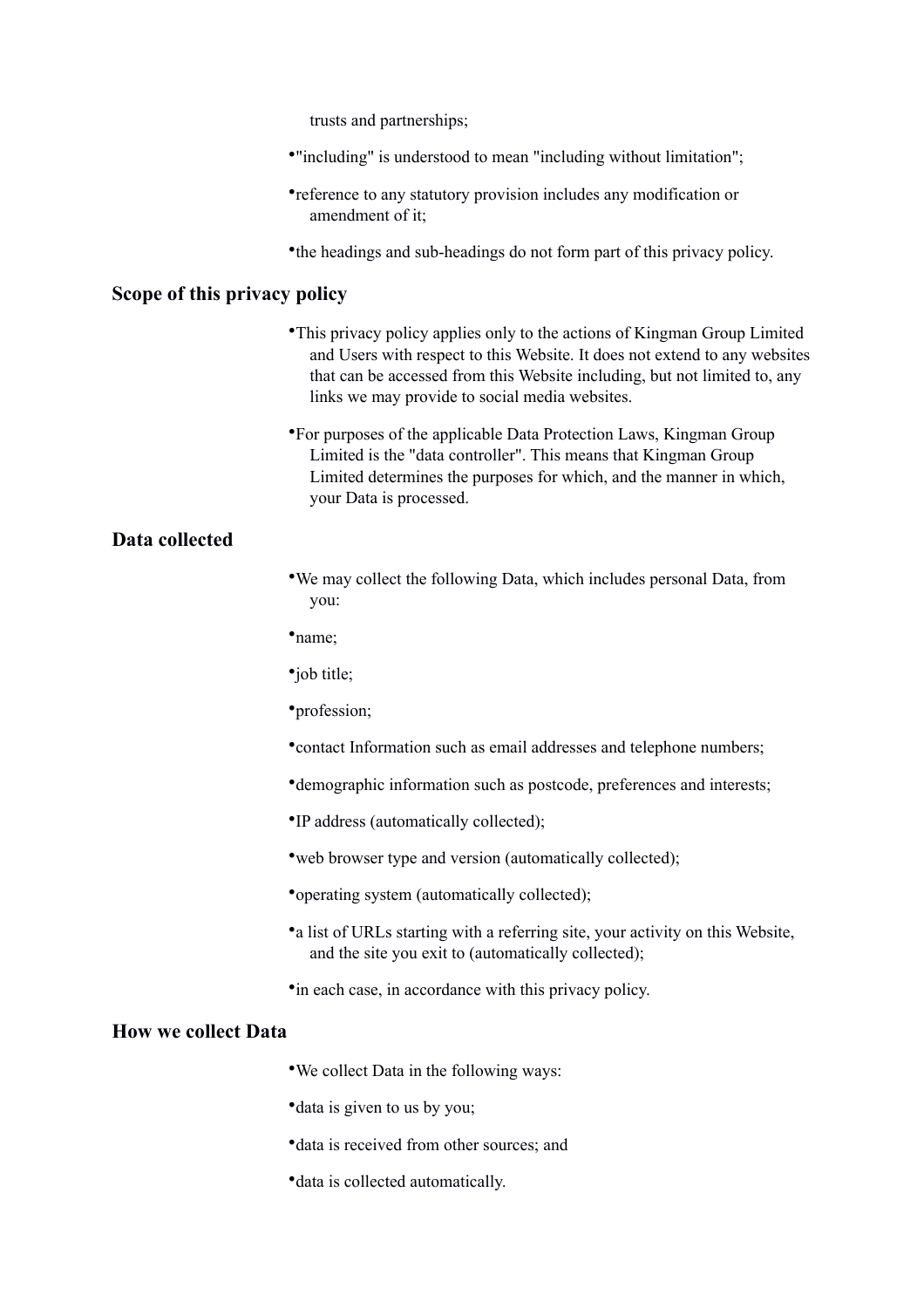trusts and partnerships;

- "including" is understood to mean "including without limitation";
- reference to any statutory provision includes any modification or amendment of it;
- the headings and sub-headings do not form part of this privacy policy.

## Scope of this privacy policy

- This privacy policy applies only to the actions of Kingman Group Limited and Users with respect to this Website. It does not extend to any websites that can be accessed from this Website including, but not limited to, any links we may provide to social media websites.
- For purposes of the applicable Data Protection Laws, Kingman Group Limited is the "data controller". This means that Kingman Group Limited determines the purposes for which, and the manner in which, your Data is processed.

## Data collected

- We may collect the following Data, which includes personal Data, from you:
- name;
- job title;
- profession;
- contact Information such as email addresses and telephone numbers;
- demographic information such as postcode, preferences and interests;
- IP address (automatically collected);
- web browser type and version (automatically collected);
- operating system (automatically collected);
- a list of URLs starting with a referring site, your activity on this Website, and the site you exit to (automatically collected);
- in each case, in accordance with this privacy policy.

## How we collect Data

- We collect Data in the following ways:
- data is given to us by you;
- data is received from other sources; and
- data is collected automatically.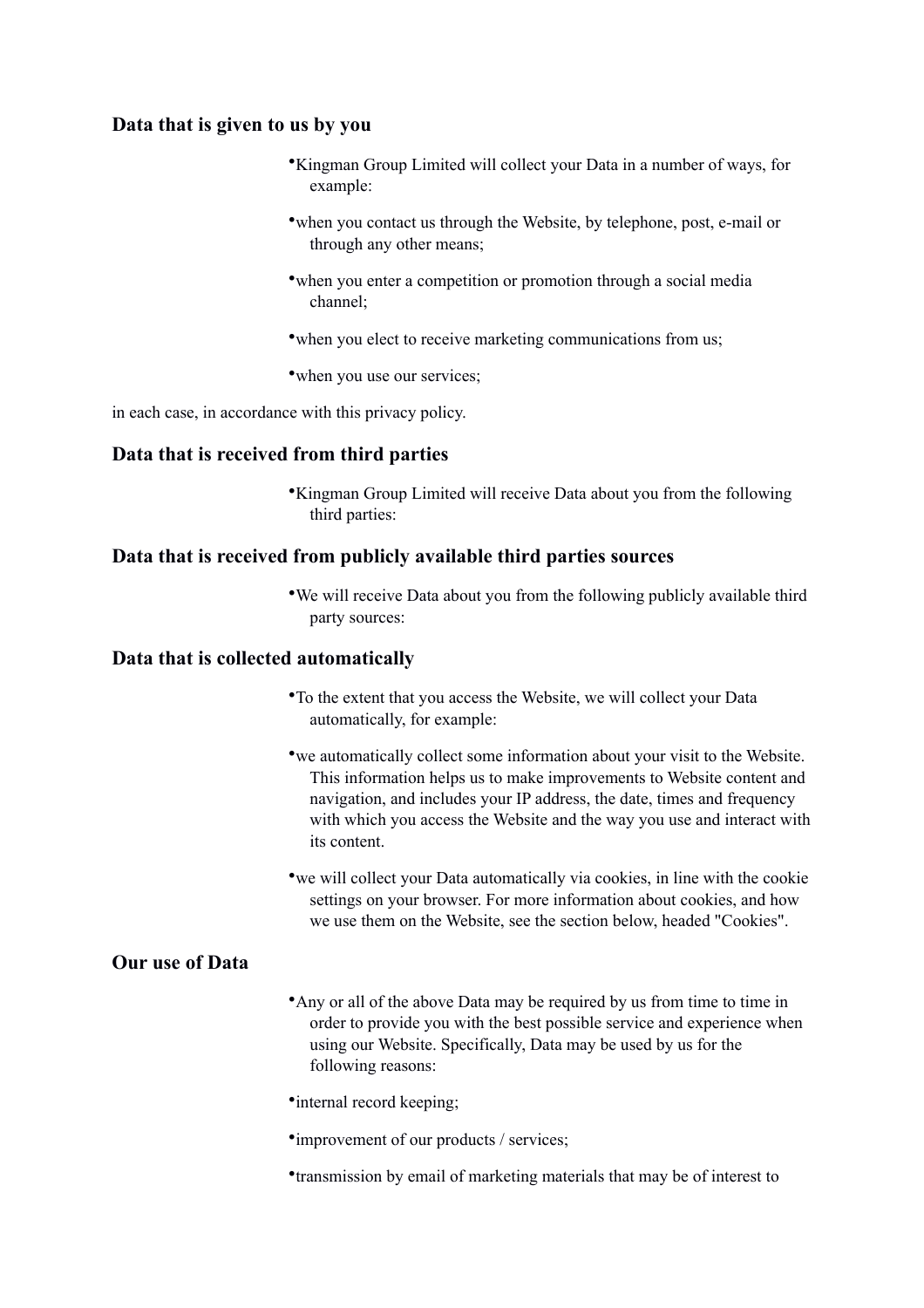### Data that is given to us by you

- Kingman Group Limited will collect your Data in a number of ways, for example:
- when you contact us through the Website, by telephone, post, e-mail or through any other means;
- when you enter a competition or promotion through a social media channel;
- when you elect to receive marketing communications from us;
- when you use our services;

in each case, in accordance with this privacy policy.

### Data that is received from third parties

- Kingman Group Limited will receive Data about you from the following third parties:

### Data that is received from publicly available third parties sources

- We will receive Data about you from the following publicly available third party sources:

### Data that is collected automatically

- To the extent that you access the Website, we will collect your Data automatically, for example:
- we automatically collect some information about your visit to the Website. This information helps us to make improvements to Website content and navigation, and includes your IP address, the date, times and frequency with which you access the Website and the way you use and interact with its content.
- we will collect your Data automatically via cookies, in line with the cookie settings on your browser. For more information about cookies, and how we use them on the Website, see the section below, headed "Cookies".

### Our use of Data

- Any or all of the above Data may be required by us from time to time in order to provide you with the best possible service and experience when using our Website. Specifically, Data may be used by us for the following reasons:
- internal record keeping;
- improvement of our products / services;
- transmission by email of marketing materials that may be of interest to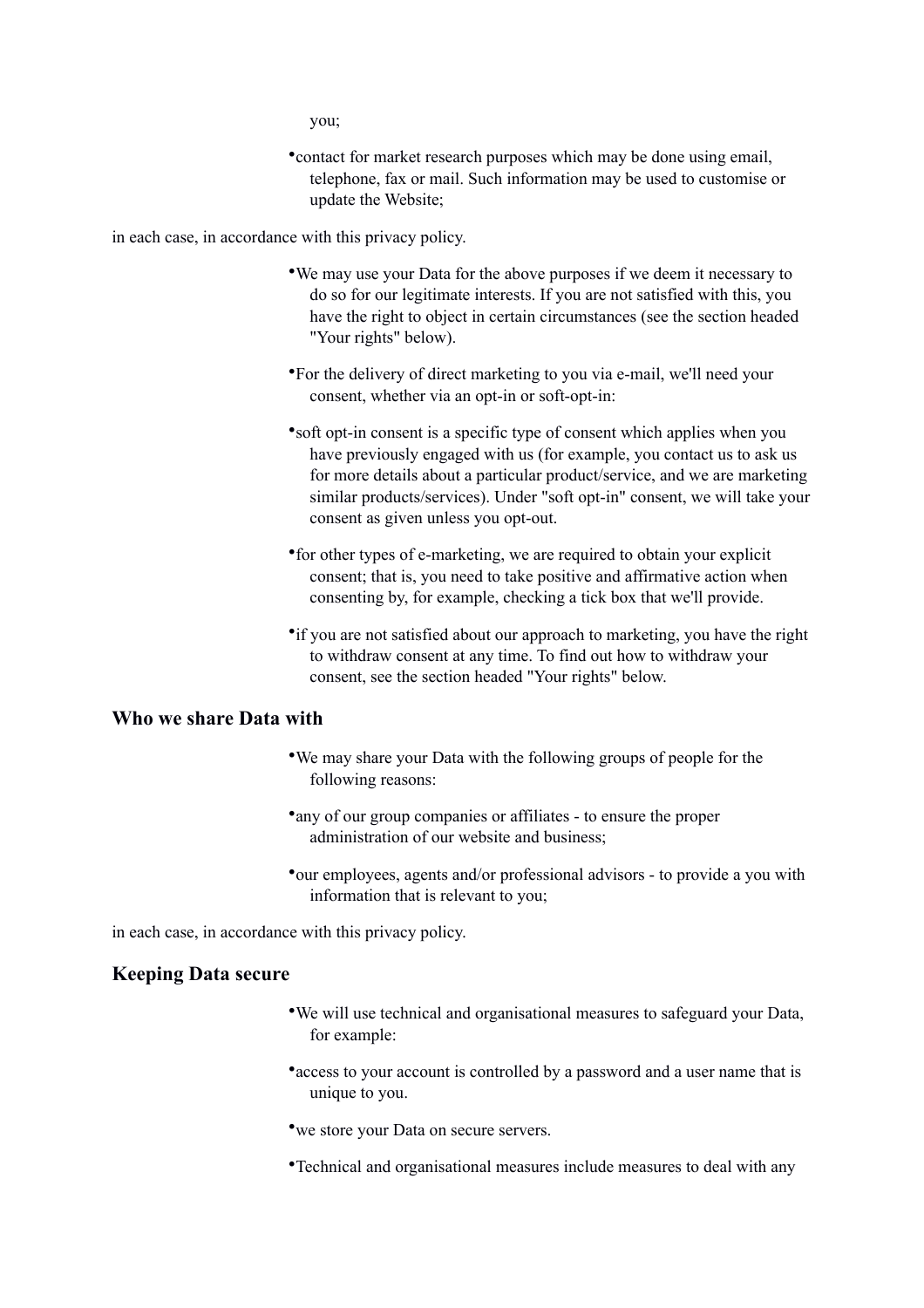you;

- contact for market research purposes which may be done using email, telephone, fax or mail. Such information may be used to customise or update the Website;

in each case, in accordance with this privacy policy.

- We may use your Data for the above purposes if we deem it necessary to do so for our legitimate interests. If you are not satisfied with this, you have the right to object in certain circumstances (see the section headed "Your rights" below).
- For the delivery of direct marketing to you via e-mail, we'll need your consent, whether via an opt-in or soft-opt-in:
- soft opt-in consent is a specific type of consent which applies when you have previously engaged with us (for example, you contact us to ask us for more details about a particular product/service, and we are marketing similar products/services). Under "soft opt-in" consent, we will take your consent as given unless you opt-out.
- for other types of e-marketing, we are required to obtain your explicit consent; that is, you need to take positive and affirmative action when consenting by, for example, checking a tick box that we'll provide.
- if you are not satisfied about our approach to marketing, you have the right to withdraw consent at any time. To find out how to withdraw your consent, see the section headed "Your rights" below.

## Who we share Data with

- We may share your Data with the following groups of people for the following reasons:
- any of our group companies or affiliates - to ensure the proper administration of our website and business;
- our employees, agents and/or professional advisors - to provide a you with information that is relevant to you;

in each case, in accordance with this privacy policy.

## Keeping Data secure

- We will use technical and organisational measures to safeguard your Data, for example:
- access to your account is controlled by a password and a user name that is unique to you.
- we store your Data on secure servers.
- Technical and organisational measures include measures to deal with any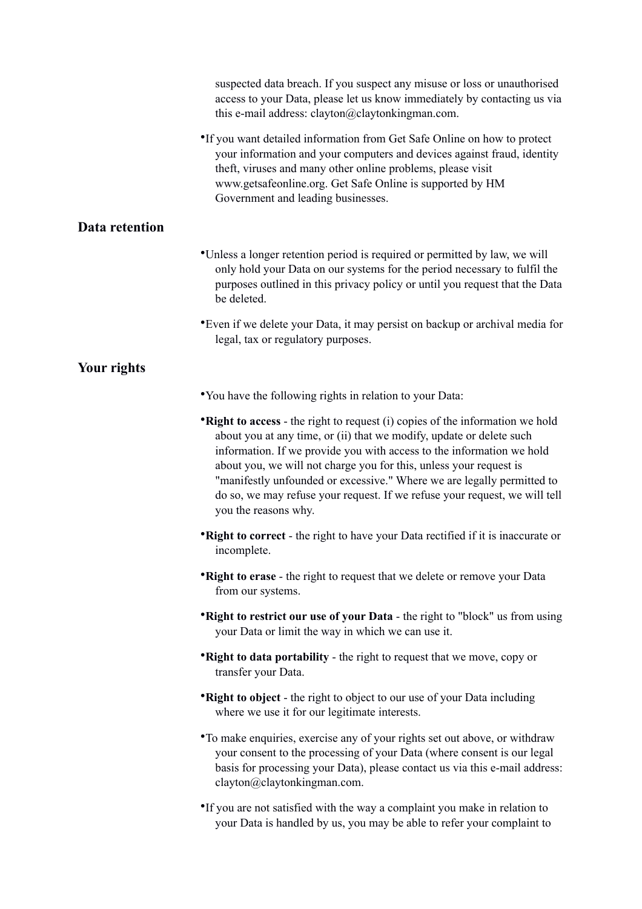suspected data breach. If you suspect any misuse or loss or unauthorised access to your Data, please let us know immediately by contacting us via this e-mail address: clayton@claytonkingman.com.

- If you want detailed information from Get Safe Online on how to protect your information and your computers and devices against fraud, identity theft, viruses and many other online problems, please visit www.getsafeonline.org. Get Safe Online is supported by HM Government and leading businesses.

## Data retention

- Unless a longer retention period is required or permitted by law, we will only hold your Data on our systems for the period necessary to fulfil the purposes outlined in this privacy policy or until you request that the Data be deleted.
- Even if we delete your Data, it may persist on backup or archival media for legal, tax or regulatory purposes.

## Your rights

- You have the following rights in relation to your Data:
- **Right to access** - the right to request (i) copies of the information we hold about you at any time, or (ii) that we modify, update or delete such information. If we provide you with access to the information we hold about you, we will not charge you for this, unless your request is "manifestly unfounded or excessive." Where we are legally permitted to do so, we may refuse your request. If we refuse your request, we will tell you the reasons why.
- **Right to correct** - the right to have your Data rectified if it is inaccurate or incomplete.
- **Right to erase** - the right to request that we delete or remove your Data from our systems.
- **Right to restrict our use of your Data** - the right to "block" us from using your Data or limit the way in which we can use it.
- **Right to data portability** - the right to request that we move, copy or transfer your Data.
- **Right to object** - the right to object to our use of your Data including where we use it for our legitimate interests.
- To make enquiries, exercise any of your rights set out above, or withdraw your consent to the processing of your Data (where consent is our legal basis for processing your Data), please contact us via this e-mail address: clayton@claytonkingman.com.
- If you are not satisfied with the way a complaint you make in relation to your Data is handled by us, you may be able to refer your complaint to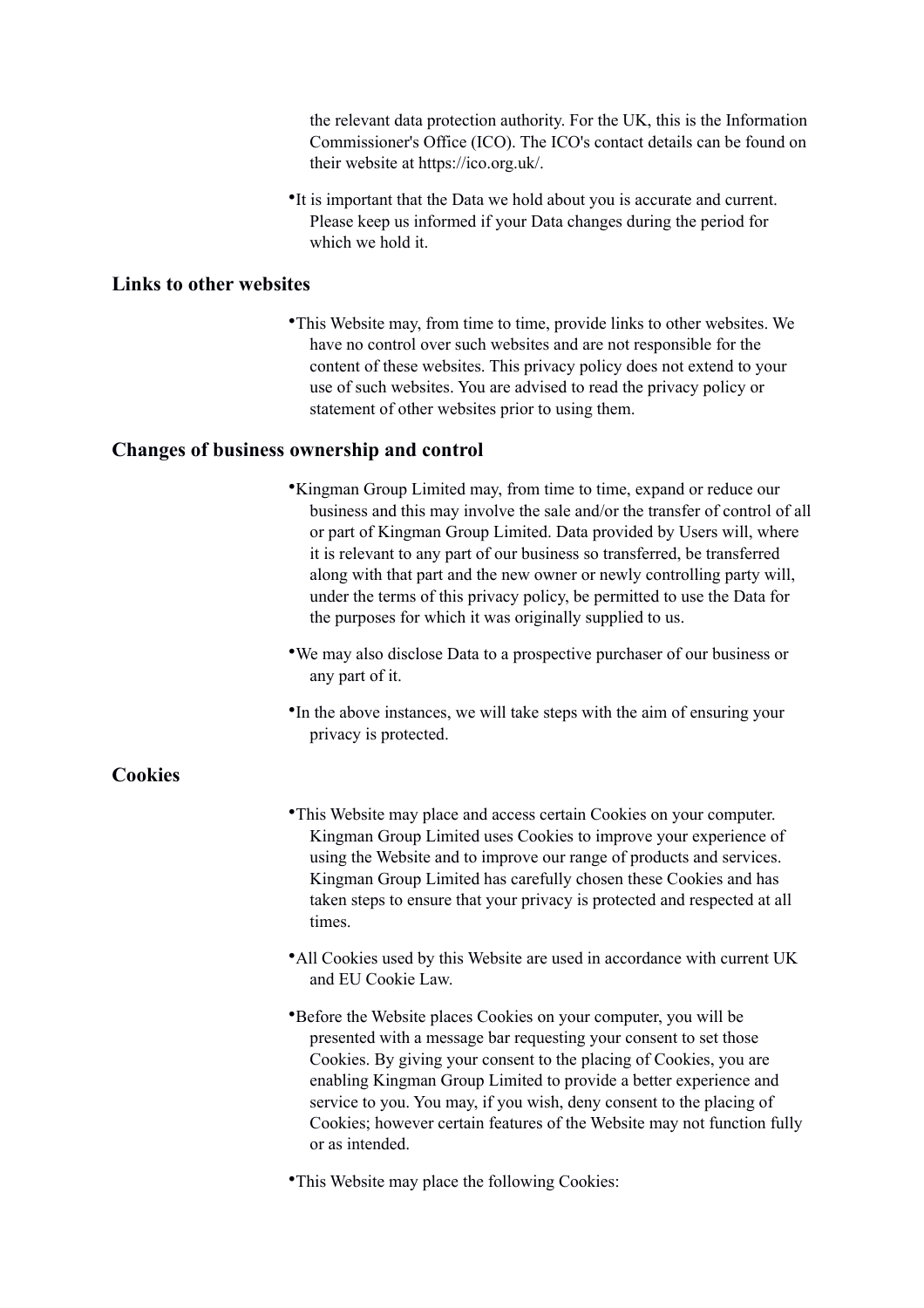the relevant data protection authority. For the UK, this is the Information Commissioner's Office (ICO). The ICO's contact details can be found on their website at https://ico.org.uk/.

- It is important that the Data we hold about you is accurate and current. Please keep us informed if your Data changes during the period for which we hold it.

## Links to other websites

- This Website may, from time to time, provide links to other websites. We have no control over such websites and are not responsible for the content of these websites. This privacy policy does not extend to your use of such websites. You are advised to read the privacy policy or statement of other websites prior to using them.

## Changes of business ownership and control

- Kingman Group Limited may, from time to time, expand or reduce our business and this may involve the sale and/or the transfer of control of all or part of Kingman Group Limited. Data provided by Users will, where it is relevant to any part of our business so transferred, be transferred along with that part and the new owner or newly controlling party will, under the terms of this privacy policy, be permitted to use the Data for the purposes for which it was originally supplied to us.

- We may also disclose Data to a prospective purchaser of our business or any part of it.

- In the above instances, we will take steps with the aim of ensuring your privacy is protected.

## Cookies

- This Website may place and access certain Cookies on your computer. Kingman Group Limited uses Cookies to improve your experience of using the Website and to improve our range of products and services. Kingman Group Limited has carefully chosen these Cookies and has taken steps to ensure that your privacy is protected and respected at all times.

- All Cookies used by this Website are used in accordance with current UK and EU Cookie Law.

- Before the Website places Cookies on your computer, you will be presented with a message bar requesting your consent to set those Cookies. By giving your consent to the placing of Cookies, you are enabling Kingman Group Limited to provide a better experience and service to you. You may, if you wish, deny consent to the placing of Cookies; however certain features of the Website may not function fully or as intended.

- This Website may place the following Cookies: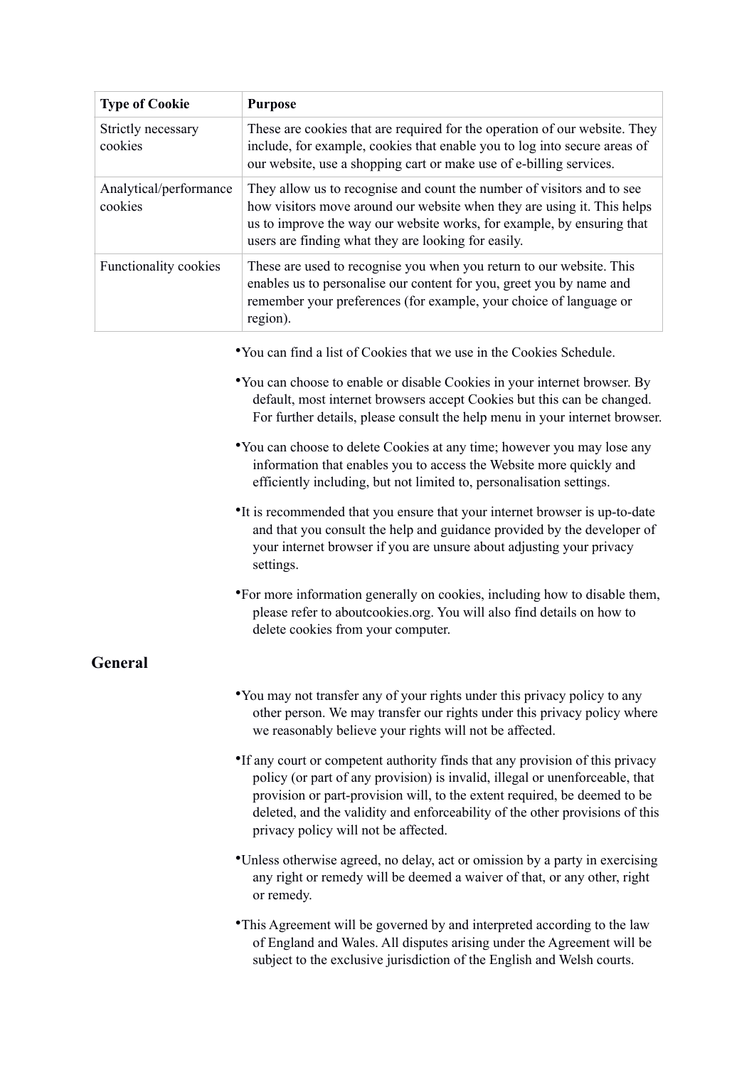| Type of Cookie | Purpose |
| --- | --- |
| Strictly necessary cookies | These are cookies that are required for the operation of our website. They include, for example, cookies that enable you to log into secure areas of our website, use a shopping cart or make use of e-billing services. |
| Analytical/performance cookies | They allow us to recognise and count the number of visitors and to see how visitors move around our website when they are using it. This helps us to improve the way our website works, for example, by ensuring that users are finding what they are looking for easily. |
| Functionality cookies | These are used to recognise you when you return to our website. This enables us to personalise our content for you, greet you by name and remember your preferences (for example, your choice of language or region). |

- You can find a list of Cookies that we use in the Cookies Schedule.
- You can choose to enable or disable Cookies in your internet browser. By default, most internet browsers accept Cookies but this can be changed. For further details, please consult the help menu in your internet browser.
- You can choose to delete Cookies at any time; however you may lose any information that enables you to access the Website more quickly and efficiently including, but not limited to, personalisation settings.
- It is recommended that you ensure that your internet browser is up-to-date and that you consult the help and guidance provided by the developer of your internet browser if you are unsure about adjusting your privacy settings.
- For more information generally on cookies, including how to disable them, please refer to aboutcookies.org. You will also find details on how to delete cookies from your computer.

## General

- You may not transfer any of your rights under this privacy policy to any other person. We may transfer our rights under this privacy policy where we reasonably believe your rights will not be affected.
- If any court or competent authority finds that any provision of this privacy policy (or part of any provision) is invalid, illegal or unenforceable, that provision or part-provision will, to the extent required, be deemed to be deleted, and the validity and enforceability of the other provisions of this privacy policy will not be affected.
- Unless otherwise agreed, no delay, act or omission by a party in exercising any right or remedy will be deemed a waiver of that, or any other, right or remedy.
- This Agreement will be governed by and interpreted according to the law of England and Wales. All disputes arising under the Agreement will be subject to the exclusive jurisdiction of the English and Welsh courts.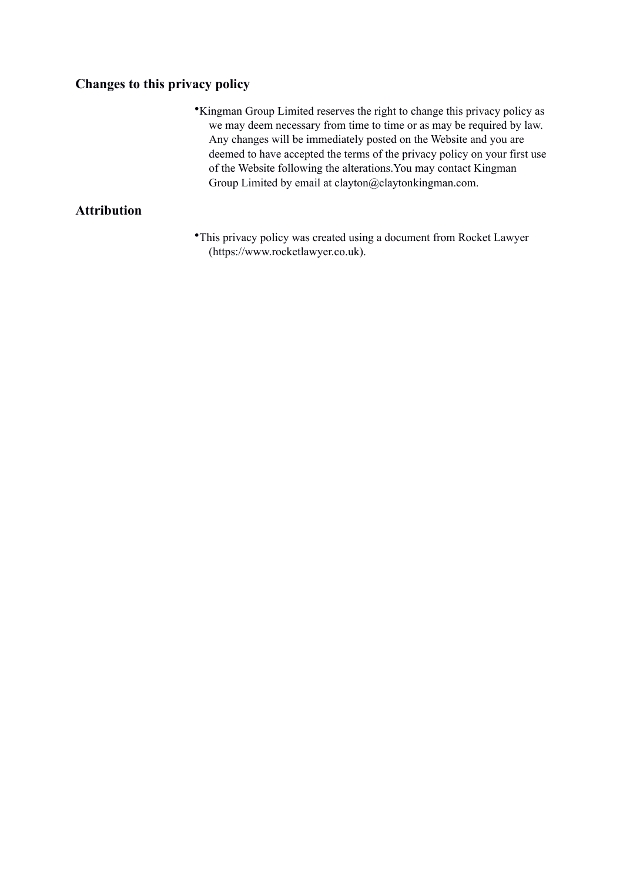## Changes to this privacy policy

- Kingman Group Limited reserves the right to change this privacy policy as we may deem necessary from time to time or as may be required by law. Any changes will be immediately posted on the Website and you are deemed to have accepted the terms of the privacy policy on your first use of the Website following the alterations.You may contact Kingman Group Limited by email at clayton@claytonkingman.com.

## Attribution

- This privacy policy was created using a document from Rocket Lawyer (https://www.rocketlawyer.co.uk).